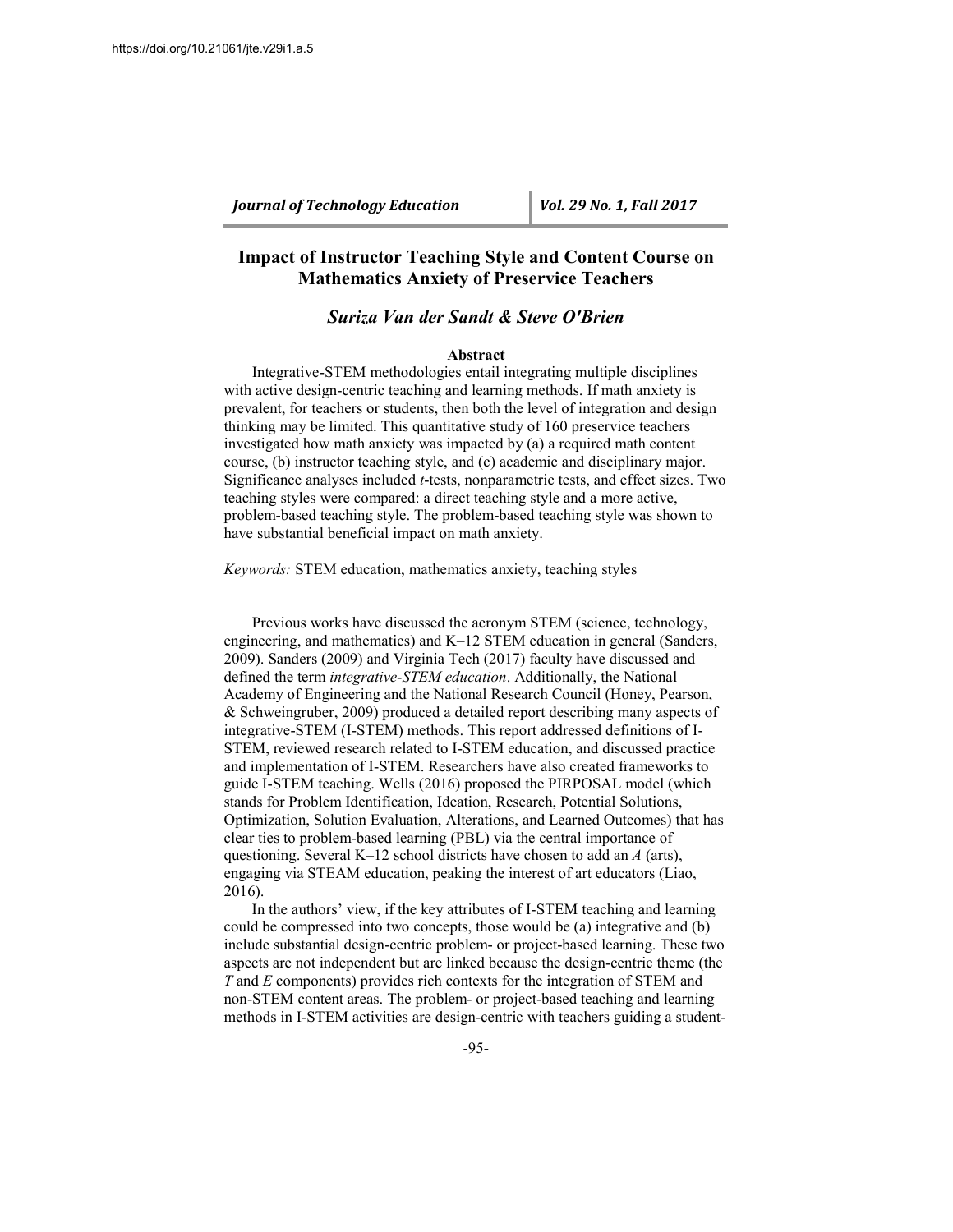# Impact of Instructor Teaching Style and Content Course on Mathematics Anxiety of Preservice Teachers

***Suriza Van der Sandt & Steve O'Brien***

## Abstract

Integrative-STEM methodologies entail integrating multiple disciplines with active design-centric teaching and learning methods. If math anxiety is prevalent, for teachers or students, then both the level of integration and design thinking may be limited. This quantitative study of 160 preservice teachers investigated how math anxiety was impacted by (a) a required math content course, (b) instructor teaching style, and (c) academic and disciplinary major. Significance analyses included *t*-tests, nonparametric tests, and effect sizes. Two teaching styles were compared: a direct teaching style and a more active, problem-based teaching style. The problem-based teaching style was shown to have substantial beneficial impact on math anxiety.

*Keywords:* STEM education, mathematics anxiety, teaching styles

Previous works have discussed the acronym STEM (science, technology, engineering, and mathematics) and K–12 STEM education in general (Sanders, 2009). Sanders (2009) and Virginia Tech (2017) faculty have discussed and defined the term *integrative-STEM education*. Additionally, the National Academy of Engineering and the National Research Council (Honey, Pearson, & Schweingruber, 2009) produced a detailed report describing many aspects of integrative-STEM (I-STEM) methods. This report addressed definitions of I-STEM, reviewed research related to I-STEM education, and discussed practice and implementation of I-STEM. Researchers have also created frameworks to guide I-STEM teaching. Wells (2016) proposed the PIRPOSAL model (which stands for Problem Identification, Ideation, Research, Potential Solutions, Optimization, Solution Evaluation, Alterations, and Learned Outcomes) that has clear ties to problem-based learning (PBL) via the central importance of questioning. Several K–12 school districts have chosen to add an *A* (arts), engaging via STEAM education, peaking the interest of art educators (Liao, 2016).

In the authors' view, if the key attributes of I-STEM teaching and learning could be compressed into two concepts, those would be (a) integrative and (b) include substantial design-centric problem- or project-based learning. These two aspects are not independent but are linked because the design-centric theme (the *T* and *E* components) provides rich contexts for the integration of STEM and non-STEM content areas. The problem- or project-based teaching and learning methods in I-STEM activities are design-centric with teachers guiding a student-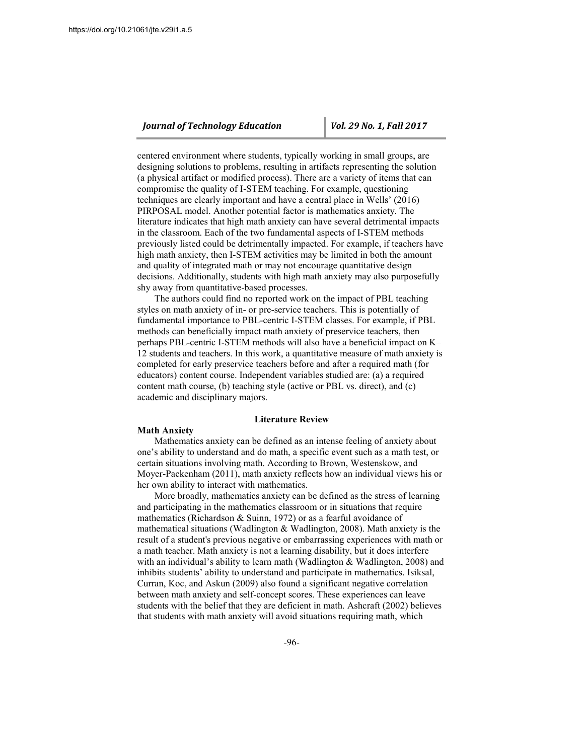centered environment where students, typically working in small groups, are designing solutions to problems, resulting in artifacts representing the solution (a physical artifact or modified process). There are a variety of items that can compromise the quality of I-STEM teaching. For example, questioning techniques are clearly important and have a central place in Wells' (2016) PIRPOSAL model. Another potential factor is mathematics anxiety. The literature indicates that high math anxiety can have several detrimental impacts in the classroom. Each of the two fundamental aspects of I-STEM methods previously listed could be detrimentally impacted. For example, if teachers have high math anxiety, then I-STEM activities may be limited in both the amount and quality of integrated math or may not encourage quantitative design decisions. Additionally, students with high math anxiety may also purposefully shy away from quantitative-based processes.

The authors could find no reported work on the impact of PBL teaching styles on math anxiety of in- or pre-service teachers. This is potentially of fundamental importance to PBL-centric I-STEM classes. For example, if PBL methods can beneficially impact math anxiety of preservice teachers, then perhaps PBL-centric I-STEM methods will also have a beneficial impact on K–12 students and teachers. In this work, a quantitative measure of math anxiety is completed for early preservice teachers before and after a required math (for educators) content course. Independent variables studied are: (a) a required content math course, (b) teaching style (active or PBL vs. direct), and (c) academic and disciplinary majors.

## Literature Review

### Math Anxiety

Mathematics anxiety can be defined as an intense feeling of anxiety about one's ability to understand and do math, a specific event such as a math test, or certain situations involving math. According to Brown, Westenskow, and Moyer-Packenham (2011), math anxiety reflects how an individual views his or her own ability to interact with mathematics.

More broadly, mathematics anxiety can be defined as the stress of learning and participating in the mathematics classroom or in situations that require mathematics (Richardson & Suinn, 1972) or as a fearful avoidance of mathematical situations (Wadlington & Wadlington, 2008). Math anxiety is the result of a student's previous negative or embarrassing experiences with math or a math teacher. Math anxiety is not a learning disability, but it does interfere with an individual's ability to learn math (Wadlington & Wadlington, 2008) and inhibits students' ability to understand and participate in mathematics. Isiksal, Curran, Koc, and Askun (2009) also found a significant negative correlation between math anxiety and self-concept scores. These experiences can leave students with the belief that they are deficient in math. Ashcraft (2002) believes that students with math anxiety will avoid situations requiring math, which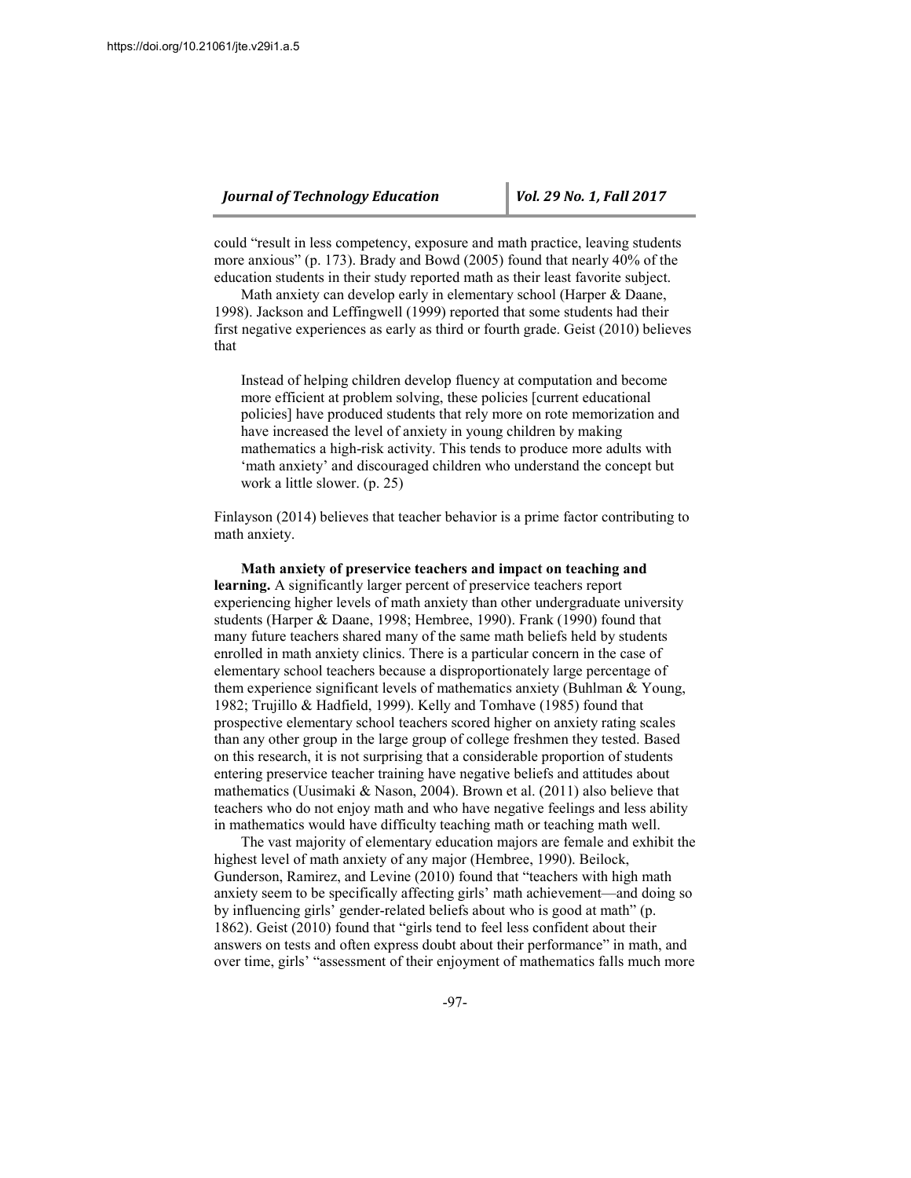could “result in less competency, exposure and math practice, leaving students more anxious” (p. 173). Brady and Bowd (2005) found that nearly 40% of the education students in their study reported math as their least favorite subject.

Math anxiety can develop early in elementary school (Harper & Daane, 1998). Jackson and Leffingwell (1999) reported that some students had their first negative experiences as early as third or fourth grade. Geist (2010) believes that

> Instead of helping children develop fluency at computation and become more efficient at problem solving, these policies [current educational policies] have produced students that rely more on rote memorization and have increased the level of anxiety in young children by making mathematics a high-risk activity. This tends to produce more adults with ‘math anxiety’ and discouraged children who understand the concept but work a little slower. (p. 25)

Finlayson (2014) believes that teacher behavior is a prime factor contributing to math anxiety.

**Math anxiety of preservice teachers and impact on teaching and learning.** A significantly larger percent of preservice teachers report experiencing higher levels of math anxiety than other undergraduate university students (Harper & Daane, 1998; Hembree, 1990). Frank (1990) found that many future teachers shared many of the same math beliefs held by students enrolled in math anxiety clinics. There is a particular concern in the case of elementary school teachers because a disproportionately large percentage of them experience significant levels of mathematics anxiety (Buhlman & Young, 1982; Trujillo & Hadfield, 1999). Kelly and Tomhave (1985) found that prospective elementary school teachers scored higher on anxiety rating scales than any other group in the large group of college freshmen they tested. Based on this research, it is not surprising that a considerable proportion of students entering preservice teacher training have negative beliefs and attitudes about mathematics (Uusimaki & Nason, 2004). Brown et al. (2011) also believe that teachers who do not enjoy math and who have negative feelings and less ability in mathematics would have difficulty teaching math or teaching math well.

The vast majority of elementary education majors are female and exhibit the highest level of math anxiety of any major (Hembree, 1990). Beilock, Gunderson, Ramirez, and Levine (2010) found that “teachers with high math anxiety seem to be specifically affecting girls’ math achievement—and doing so by influencing girls’ gender-related beliefs about who is good at math” (p. 1862). Geist (2010) found that “girls tend to feel less confident about their answers on tests and often express doubt about their performance” in math, and over time, girls’ “assessment of their enjoyment of mathematics falls much more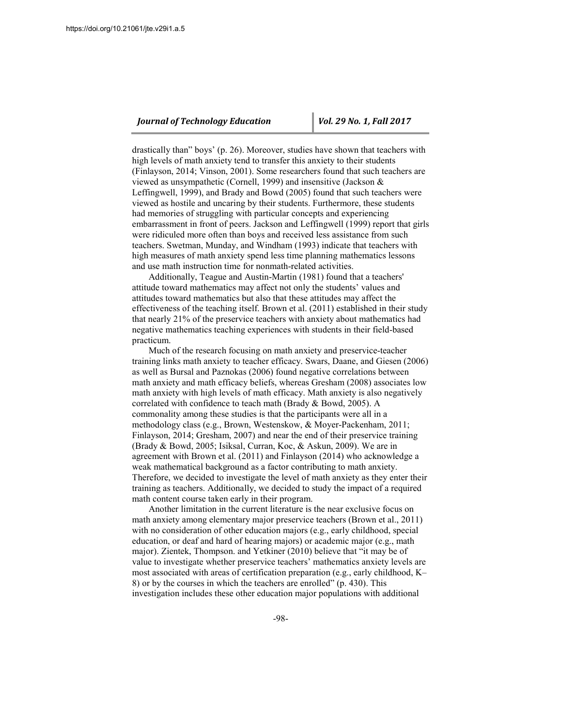drastically than" boys' (p. 26). Moreover, studies have shown that teachers with high levels of math anxiety tend to transfer this anxiety to their students (Finlayson, 2014; Vinson, 2001). Some researchers found that such teachers are viewed as unsympathetic (Cornell, 1999) and insensitive (Jackson & Leffingwell, 1999), and Brady and Bowd (2005) found that such teachers were viewed as hostile and uncaring by their students. Furthermore, these students had memories of struggling with particular concepts and experiencing embarrassment in front of peers. Jackson and Leffingwell (1999) report that girls were ridiculed more often than boys and received less assistance from such teachers. Swetman, Munday, and Windham (1993) indicate that teachers with high measures of math anxiety spend less time planning mathematics lessons and use math instruction time for nonmath-related activities.

Additionally, Teague and Austin-Martin (1981) found that a teachers' attitude toward mathematics may affect not only the students' values and attitudes toward mathematics but also that these attitudes may affect the effectiveness of the teaching itself. Brown et al. (2011) established in their study that nearly 21% of the preservice teachers with anxiety about mathematics had negative mathematics teaching experiences with students in their field-based practicum.

Much of the research focusing on math anxiety and preservice-teacher training links math anxiety to teacher efficacy. Swars, Daane, and Giesen (2006) as well as Bursal and Paznokas (2006) found negative correlations between math anxiety and math efficacy beliefs, whereas Gresham (2008) associates low math anxiety with high levels of math efficacy. Math anxiety is also negatively correlated with confidence to teach math (Brady & Bowd, 2005). A commonality among these studies is that the participants were all in a methodology class (e.g., Brown, Westenskow, & Moyer-Packenham, 2011; Finlayson, 2014; Gresham, 2007) and near the end of their preservice training (Brady & Bowd, 2005; Isiksal, Curran, Koc, & Askun, 2009). We are in agreement with Brown et al. (2011) and Finlayson (2014) who acknowledge a weak mathematical background as a factor contributing to math anxiety. Therefore, we decided to investigate the level of math anxiety as they enter their training as teachers. Additionally, we decided to study the impact of a required math content course taken early in their program.

Another limitation in the current literature is the near exclusive focus on math anxiety among elementary major preservice teachers (Brown et al., 2011) with no consideration of other education majors (e.g., early childhood, special education, or deaf and hard of hearing majors) or academic major (e.g., math major). Zientek, Thompson. and Yetkiner (2010) believe that "it may be of value to investigate whether preservice teachers' mathematics anxiety levels are most associated with areas of certification preparation (e.g., early childhood, K–8) or by the courses in which the teachers are enrolled" (p. 430). This investigation includes these other education major populations with additional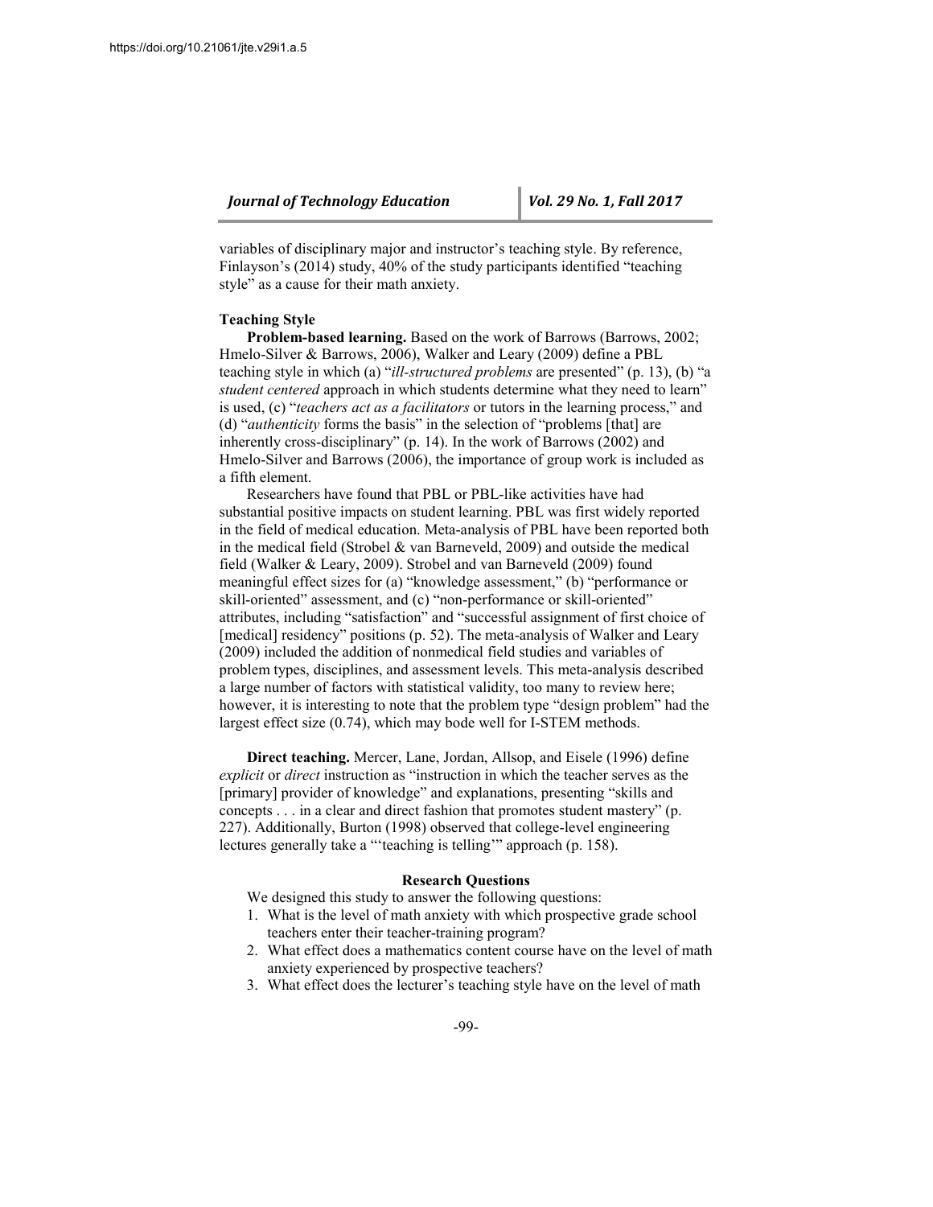variables of disciplinary major and instructor's teaching style. By reference, Finlayson's (2014) study, 40% of the study participants identified "teaching style" as a cause for their math anxiety.

### Teaching Style

**Problem-based learning.** Based on the work of Barrows (Barrows, 2002; Hmelo-Silver & Barrows, 2006), Walker and Leary (2009) define a PBL teaching style in which (a) "*ill-structured problems* are presented" (p. 13), (b) "a *student centered* approach in which students determine what they need to learn" is used, (c) "*teachers act as a facilitators* or tutors in the learning process," and (d) "*authenticity* forms the basis" in the selection of "problems [that] are inherently cross-disciplinary" (p. 14). In the work of Barrows (2002) and Hmelo-Silver and Barrows (2006), the importance of group work is included as a fifth element.

Researchers have found that PBL or PBL-like activities have had substantial positive impacts on student learning. PBL was first widely reported in the field of medical education. Meta-analysis of PBL have been reported both in the medical field (Strobel & van Barneveld, 2009) and outside the medical field (Walker & Leary, 2009). Strobel and van Barneveld (2009) found meaningful effect sizes for (a) "knowledge assessment," (b) "performance or skill-oriented" assessment, and (c) "non-performance or skill-oriented" attributes, including "satisfaction" and "successful assignment of first choice of [medical] residency" positions (p. 52). The meta-analysis of Walker and Leary (2009) included the addition of nonmedical field studies and variables of problem types, disciplines, and assessment levels. This meta-analysis described a large number of factors with statistical validity, too many to review here; however, it is interesting to note that the problem type "design problem" had the largest effect size (0.74), which may bode well for I-STEM methods.

**Direct teaching.** Mercer, Lane, Jordan, Allsop, and Eisele (1996) define *explicit* or *direct* instruction as "instruction in which the teacher serves as the [primary] provider of knowledge" and explanations, presenting "skills and concepts . . . in a clear and direct fashion that promotes student mastery" (p. 227). Additionally, Burton (1998) observed that college-level engineering lectures generally take a "'teaching is telling'" approach (p. 158).

## Research Questions

We designed this study to answer the following questions:

1. What is the level of math anxiety with which prospective grade school teachers enter their teacher-training program?
2. What effect does a mathematics content course have on the level of math anxiety experienced by prospective teachers?
3. What effect does the lecturer's teaching style have on the level of math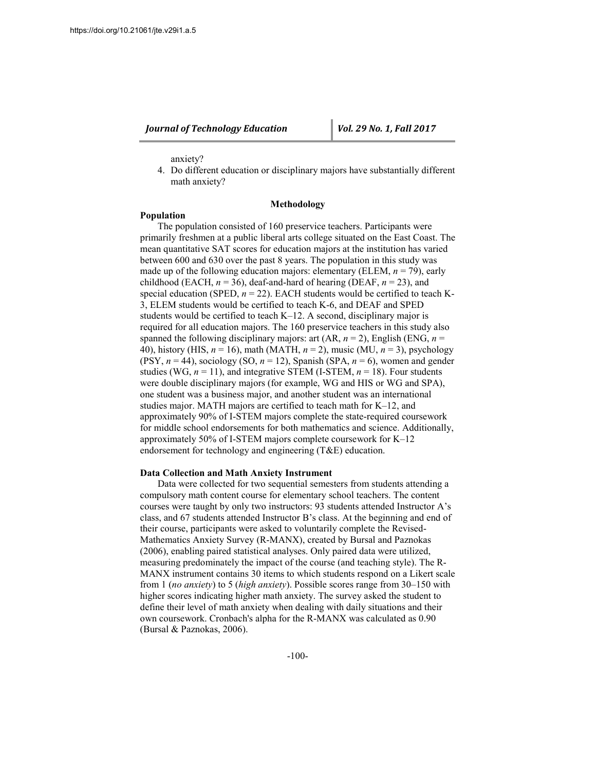anxiety?

4. Do different education or disciplinary majors have substantially different math anxiety?

## Methodology

### Population

The population consisted of 160 preservice teachers. Participants were primarily freshmen at a public liberal arts college situated on the East Coast. The mean quantitative SAT scores for education majors at the institution has varied between 600 and 630 over the past 8 years. The population in this study was made up of the following education majors: elementary (ELEM, $n = 79$), early childhood (EACH, $n = 36$), deaf-and-hard of hearing (DEAF, $n = 23$), and special education (SPED, $n = 22$). EACH students would be certified to teach K-3, ELEM students would be certified to teach K-6, and DEAF and SPED students would be certified to teach K–12. A second, disciplinary major is required for all education majors. The 160 preservice teachers in this study also spanned the following disciplinary majors: art (AR, $n = 2$), English (ENG, $n = 40$), history (HIS, $n = 16$), math (MATH, $n = 2$), music (MU, $n = 3$), psychology (PSY, $n = 44$), sociology (SO, $n = 12$), Spanish (SPA, $n = 6$), women and gender studies (WG, $n = 11$), and integrative STEM (I-STEM, $n = 18$). Four students were double disciplinary majors (for example, WG and HIS or WG and SPA), one student was a business major, and another student was an international studies major. MATH majors are certified to teach math for K–12, and approximately 90% of I-STEM majors complete the state-required coursework for middle school endorsements for both mathematics and science. Additionally, approximately 50% of I-STEM majors complete coursework for K–12 endorsement for technology and engineering (T&E) education.

### Data Collection and Math Anxiety Instrument

Data were collected for two sequential semesters from students attending a compulsory math content course for elementary school teachers. The content courses were taught by only two instructors: 93 students attended Instructor A's class, and 67 students attended Instructor B's class. At the beginning and end of their course, participants were asked to voluntarily complete the Revised-Mathematics Anxiety Survey (R-MANX), created by Bursal and Paznokas (2006), enabling paired statistical analyses. Only paired data were utilized, measuring predominately the impact of the course (and teaching style). The R-MANX instrument contains 30 items to which students respond on a Likert scale from 1 (*no anxiety*) to 5 (*high anxiety*). Possible scores range from 30–150 with higher scores indicating higher math anxiety. The survey asked the student to define their level of math anxiety when dealing with daily situations and their own coursework. Cronbach's alpha for the R-MANX was calculated as 0.90 (Bursal & Paznokas, 2006).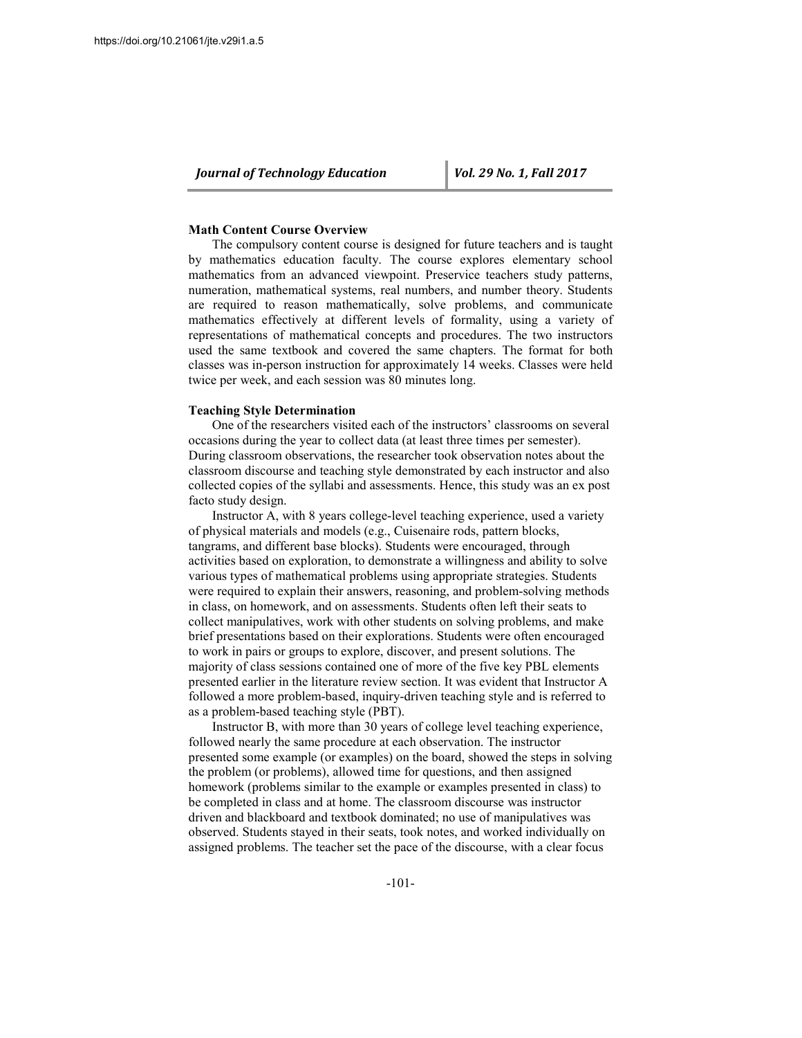**Math Content Course Overview**

The compulsory content course is designed for future teachers and is taught by mathematics education faculty. The course explores elementary school mathematics from an advanced viewpoint. Preservice teachers study patterns, numeration, mathematical systems, real numbers, and number theory. Students are required to reason mathematically, solve problems, and communicate mathematics effectively at different levels of formality, using a variety of representations of mathematical concepts and procedures. The two instructors used the same textbook and covered the same chapters. The format for both classes was in-person instruction for approximately 14 weeks. Classes were held twice per week, and each session was 80 minutes long.

**Teaching Style Determination**

One of the researchers visited each of the instructors' classrooms on several occasions during the year to collect data (at least three times per semester). During classroom observations, the researcher took observation notes about the classroom discourse and teaching style demonstrated by each instructor and also collected copies of the syllabi and assessments. Hence, this study was an ex post facto study design.

Instructor A, with 8 years college-level teaching experience, used a variety of physical materials and models (e.g., Cuisenaire rods, pattern blocks, tangrams, and different base blocks). Students were encouraged, through activities based on exploration, to demonstrate a willingness and ability to solve various types of mathematical problems using appropriate strategies. Students were required to explain their answers, reasoning, and problem-solving methods in class, on homework, and on assessments. Students often left their seats to collect manipulatives, work with other students on solving problems, and make brief presentations based on their explorations. Students were often encouraged to work in pairs or groups to explore, discover, and present solutions. The majority of class sessions contained one of more of the five key PBL elements presented earlier in the literature review section. It was evident that Instructor A followed a more problem-based, inquiry-driven teaching style and is referred to as a problem-based teaching style (PBT).

Instructor B, with more than 30 years of college level teaching experience, followed nearly the same procedure at each observation. The instructor presented some example (or examples) on the board, showed the steps in solving the problem (or problems), allowed time for questions, and then assigned homework (problems similar to the example or examples presented in class) to be completed in class and at home. The classroom discourse was instructor driven and blackboard and textbook dominated; no use of manipulatives was observed. Students stayed in their seats, took notes, and worked individually on assigned problems. The teacher set the pace of the discourse, with a clear focus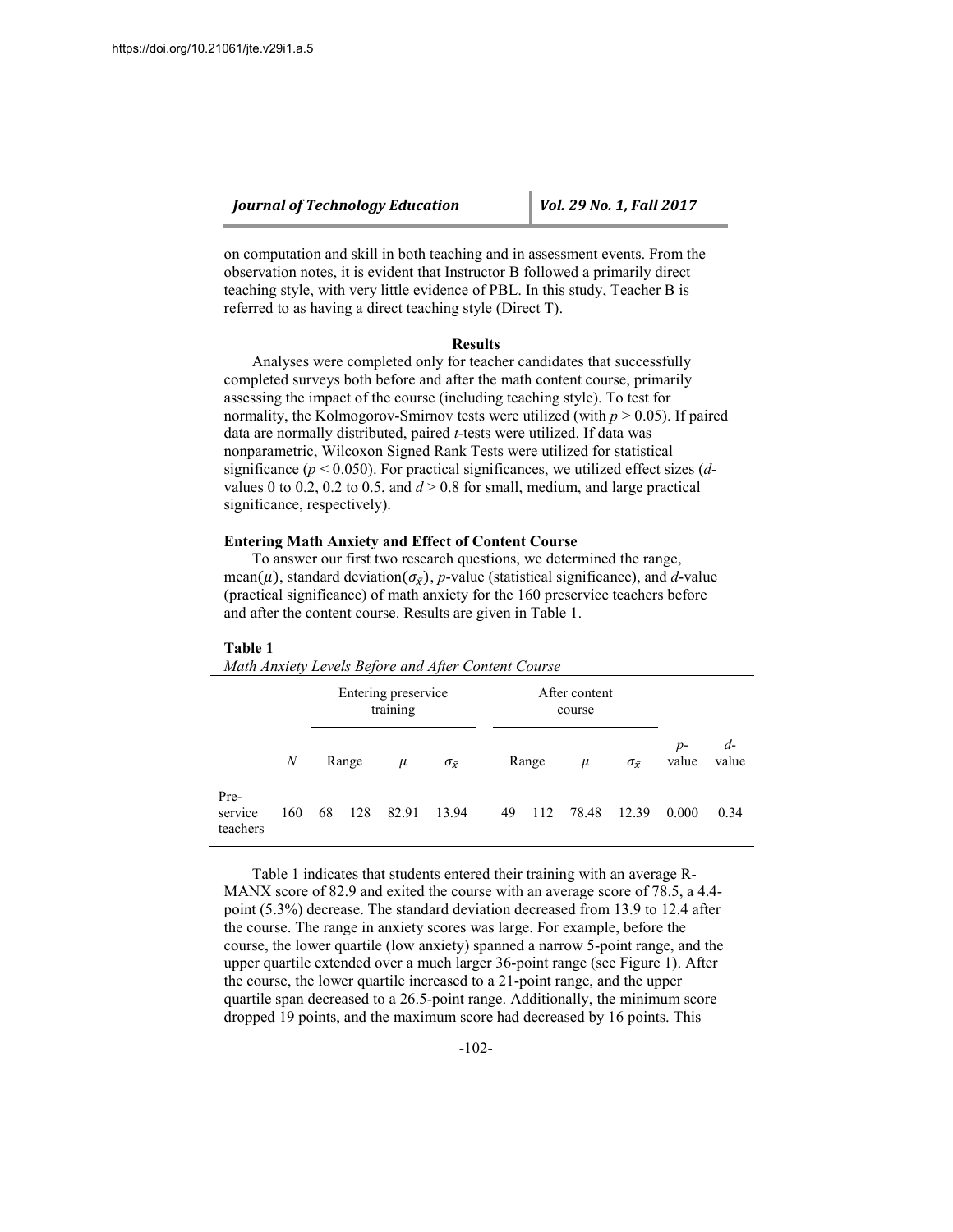on computation and skill in both teaching and in assessment events. From the observation notes, it is evident that Instructor B followed a primarily direct teaching style, with very little evidence of PBL. In this study, Teacher B is referred to as having a direct teaching style (Direct T).

## Results

Analyses were completed only for teacher candidates that successfully completed surveys both before and after the math content course, primarily assessing the impact of the course (including teaching style). To test for normality, the Kolmogorov-Smirnov tests were utilized (with $p > 0.05$). If paired data are normally distributed, paired *t*-tests were utilized. If data was nonparametric, Wilcoxon Signed Rank Tests were utilized for statistical significance ($p < 0.050$). For practical significances, we utilized effect sizes (*d*-values 0 to 0.2, 0.2 to 0.5, and $d > 0.8$ for small, medium, and large practical significance, respectively).

### Entering Math Anxiety and Effect of Content Course

To answer our first two research questions, we determined the range, mean($\mu$), standard deviation($\sigma_{\bar{x}}$), *p*-value (statistical significance), and *d*-value (practical significance) of math anxiety for the 160 preservice teachers before and after the content course. Results are given in Table 1.

**Table 1**
*Math Anxiety Levels Before and After Content Course*

| | | Entering preservice training | | | | After content course | | | | | |
|---|---|---|---|---|---|---|---|---|---|---|---|
| | $N$ | Range | | $\mu$ | $\sigma_{\bar{x}}$ | Range | | $\mu$ | $\sigma_{\bar{x}}$ | *p*-value | *d*-value |
| Pre-service teachers | 160 | 68 | 128 | 82.91 | 13.94 | 49 | 112 | 78.48 | 12.39 | 0.000 | 0.34 |

Table 1 indicates that students entered their training with an average R-MANX score of 82.9 and exited the course with an average score of 78.5, a 4.4-point (5.3%) decrease. The standard deviation decreased from 13.9 to 12.4 after the course. The range in anxiety scores was large. For example, before the course, the lower quartile (low anxiety) spanned a narrow 5-point range, and the upper quartile extended over a much larger 36-point range (see Figure 1). After the course, the lower quartile increased to a 21-point range, and the upper quartile span decreased to a 26.5-point range. Additionally, the minimum score dropped 19 points, and the maximum score had decreased by 16 points. This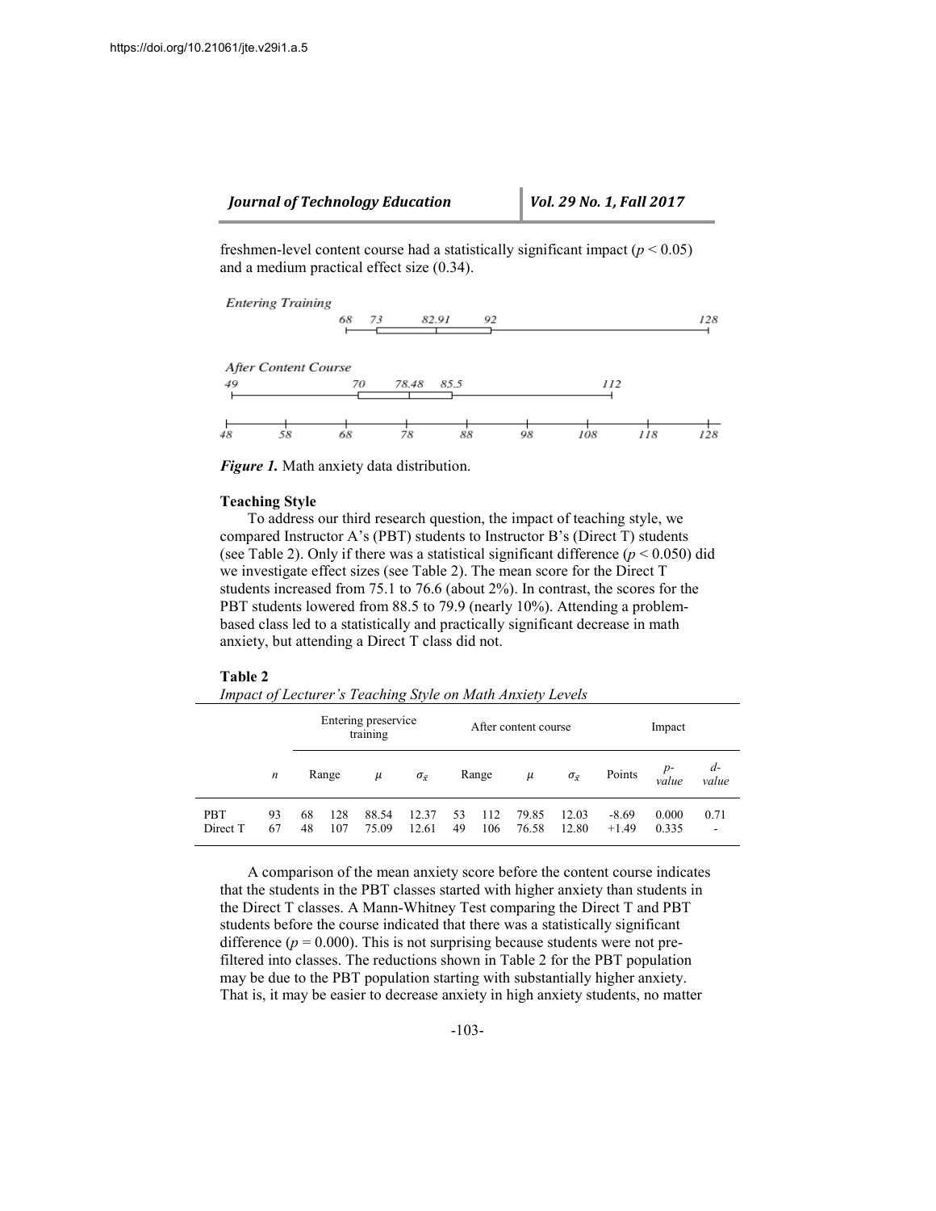freshmen-level content course had a statistically significant impact ($p < 0.05$) and a medium practical effect size (0.34).

*Figure 1.* Math anxiety data distribution.

### Teaching Style

To address our third research question, the impact of teaching style, we compared Instructor A's (PBT) students to Instructor B's (Direct T) students (see Table 2). Only if there was a statistical significant difference ($p < 0.050$) did we investigate effect sizes (see Table 2). The mean score for the Direct T students increased from 75.1 to 76.6 (about 2%). In contrast, the scores for the PBT students lowered from 88.5 to 79.9 (nearly 10%). Attending a problem-based class led to a statistically and practically significant decrease in math anxiety, but attending a Direct T class did not.

**Table 2**

*Impact of Lecturer's Teaching Style on Math Anxiety Levels*

| | | Entering preservice training | | | | After content course | | | | Impact | | |
|---|---|---|---|---|---|---|---|---|---|---|---|---|
| | $n$ | Range | | $\mu$ | $\sigma_{\bar{x}}$ | Range | | $\mu$ | $\sigma_{\bar{x}}$ | Points | $p$-value | $d$-value |
| PBT | 93 | 68 | 128 | 88.54 | 12.37 | 53 | 112 | 79.85 | 12.03 | -8.69 | 0.000 | 0.71 |
| Direct T | 67 | 48 | 107 | 75.09 | 12.61 | 49 | 106 | 76.58 | 12.80 | +1.49 | 0.335 | - |

A comparison of the mean anxiety score before the content course indicates that the students in the PBT classes started with higher anxiety than students in the Direct T classes. A Mann-Whitney Test comparing the Direct T and PBT students before the course indicated that there was a statistically significant difference ($p = 0.000$). This is not surprising because students were not pre-filtered into classes. The reductions shown in Table 2 for the PBT population may be due to the PBT population starting with substantially higher anxiety. That is, it may be easier to decrease anxiety in high anxiety students, no matter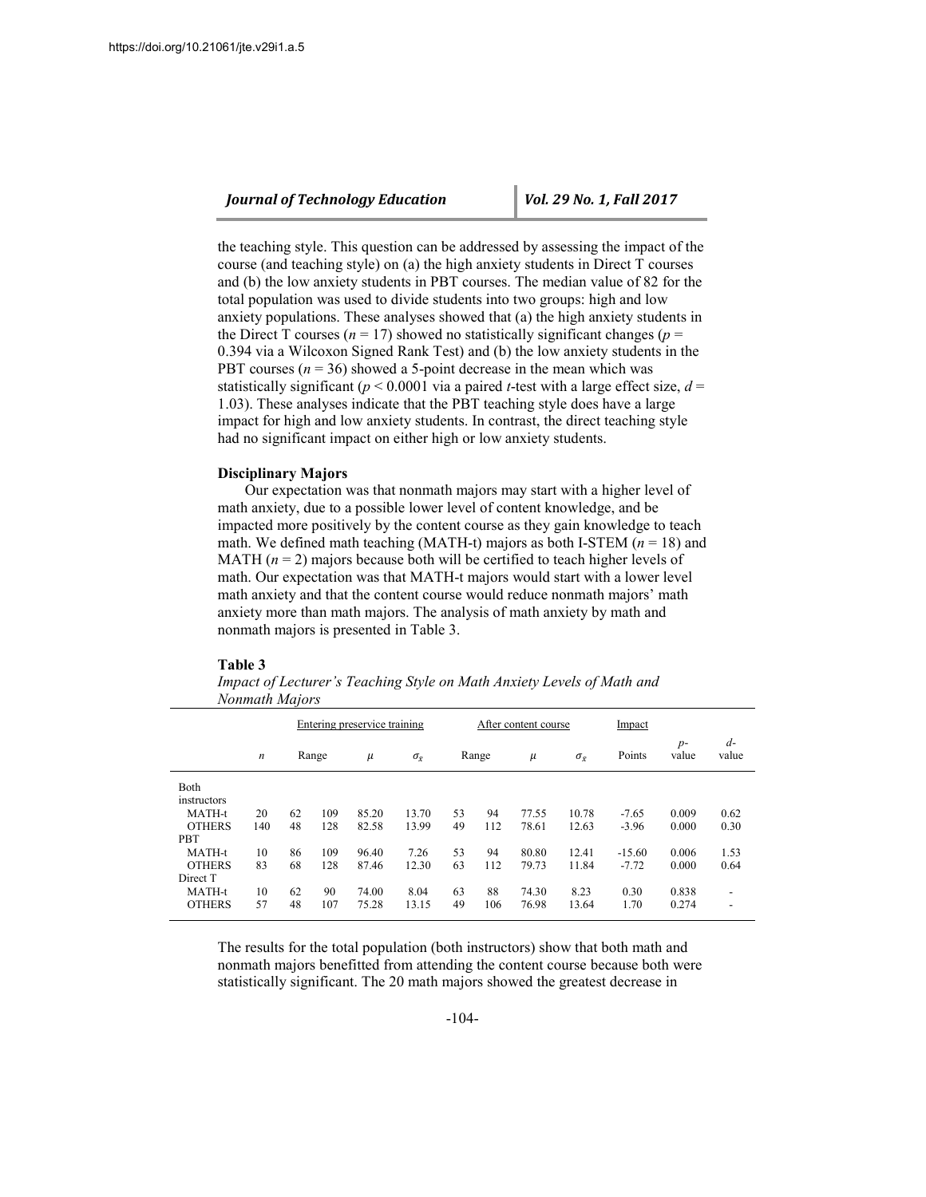the teaching style. This question can be addressed by assessing the impact of the course (and teaching style) on (a) the high anxiety students in Direct T courses and (b) the low anxiety students in PBT courses. The median value of 82 for the total population was used to divide students into two groups: high and low anxiety populations. These analyses showed that (a) the high anxiety students in the Direct T courses ($n$ = 17) showed no statistically significant changes ($p$ = 0.394 via a Wilcoxon Signed Rank Test) and (b) the low anxiety students in the PBT courses ($n$ = 36) showed a 5-point decrease in the mean which was statistically significant ($p < 0.0001$ via a paired $t$-test with a large effect size, $d$ = 1.03). These analyses indicate that the PBT teaching style does have a large impact for high and low anxiety students. In contrast, the direct teaching style had no significant impact on either high or low anxiety students.

**Disciplinary Majors**

Our expectation was that nonmath majors may start with a higher level of math anxiety, due to a possible lower level of content knowledge, and be impacted more positively by the content course as they gain knowledge to teach math. We defined math teaching (MATH-t) majors as both I-STEM ($n$ = 18) and MATH ($n$ = 2) majors because both will be certified to teach higher levels of math. Our expectation was that MATH-t majors would start with a lower level math anxiety and that the content course would reduce nonmath majors' math anxiety more than math majors. The analysis of math anxiety by math and nonmath majors is presented in Table 3.

**Table 3**

*Impact of Lecturer's Teaching Style on Math Anxiety Levels of Math and Nonmath Majors*

| | | Entering preservice training | | | | After content course | | | | Impact | | |
|---|---|---|---|---|---|---|---|---|---|---|---|---|
| | $n$ | Range | | $\mu$ | $\sigma_{\bar{x}}$ | Range | | $\mu$ | $\sigma_{\bar{x}}$ | Points | $p$-value | $d$-value |
| Both instructors | | | | | | | | | | | | |
| MATH-t | 20 | 62 | 109 | 85.20 | 13.70 | 53 | 94 | 77.55 | 10.78 | -7.65 | 0.009 | 0.62 |
| OTHERS | 140 | 48 | 128 | 82.58 | 13.99 | 49 | 112 | 78.61 | 12.63 | -3.96 | 0.000 | 0.30 |
| PBT | | | | | | | | | | | | |
| MATH-t | 10 | 86 | 109 | 96.40 | 7.26 | 53 | 94 | 80.80 | 12.41 | -15.60 | 0.006 | 1.53 |
| OTHERS | 83 | 68 | 128 | 87.46 | 12.30 | 63 | 112 | 79.73 | 11.84 | -7.72 | 0.000 | 0.64 |
| Direct T | | | | | | | | | | | | |
| MATH-t | 10 | 62 | 90 | 74.00 | 8.04 | 63 | 88 | 74.30 | 8.23 | 0.30 | 0.838 | - |
| OTHERS | 57 | 48 | 107 | 75.28 | 13.15 | 49 | 106 | 76.98 | 13.64 | 1.70 | 0.274 | - |

The results for the total population (both instructors) show that both math and nonmath majors benefitted from attending the content course because both were statistically significant. The 20 math majors showed the greatest decrease in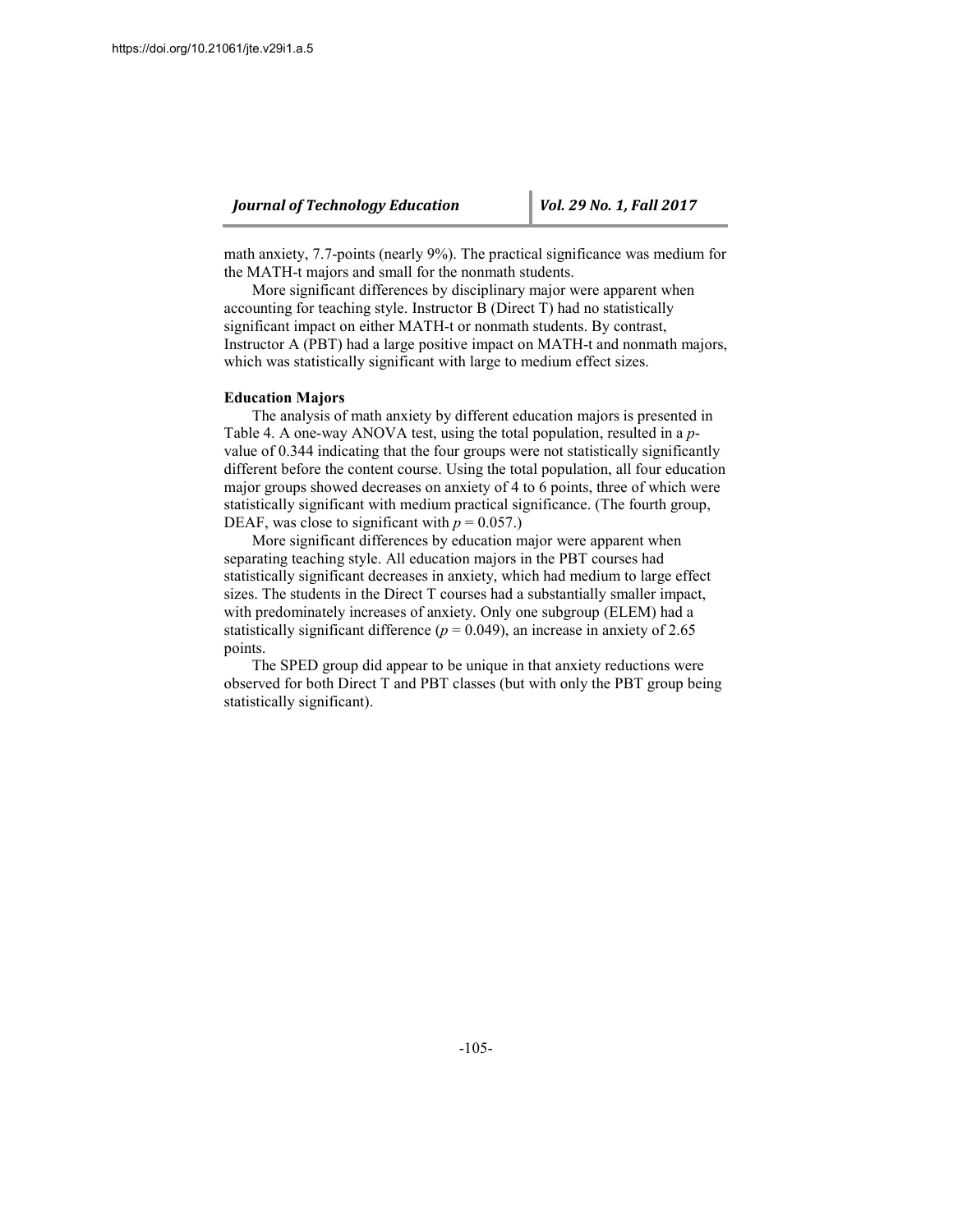math anxiety, 7.7-points (nearly 9%). The practical significance was medium for the MATH-t majors and small for the nonmath students.

More significant differences by disciplinary major were apparent when accounting for teaching style. Instructor B (Direct T) had no statistically significant impact on either MATH-t or nonmath students. By contrast, Instructor A (PBT) had a large positive impact on MATH-t and nonmath majors, which was statistically significant with large to medium effect sizes.

### Education Majors

The analysis of math anxiety by different education majors is presented in Table 4. A one-way ANOVA test, using the total population, resulted in a *p*-value of 0.344 indicating that the four groups were not statistically significantly different before the content course. Using the total population, all four education major groups showed decreases on anxiety of 4 to 6 points, three of which were statistically significant with medium practical significance. (The fourth group, DEAF, was close to significant with $p = 0.057$.)

More significant differences by education major were apparent when separating teaching style. All education majors in the PBT courses had statistically significant decreases in anxiety, which had medium to large effect sizes. The students in the Direct T courses had a substantially smaller impact, with predominately increases of anxiety. Only one subgroup (ELEM) had a statistically significant difference ($p = 0.049$), an increase in anxiety of 2.65 points.

The SPED group did appear to be unique in that anxiety reductions were observed for both Direct T and PBT classes (but with only the PBT group being statistically significant).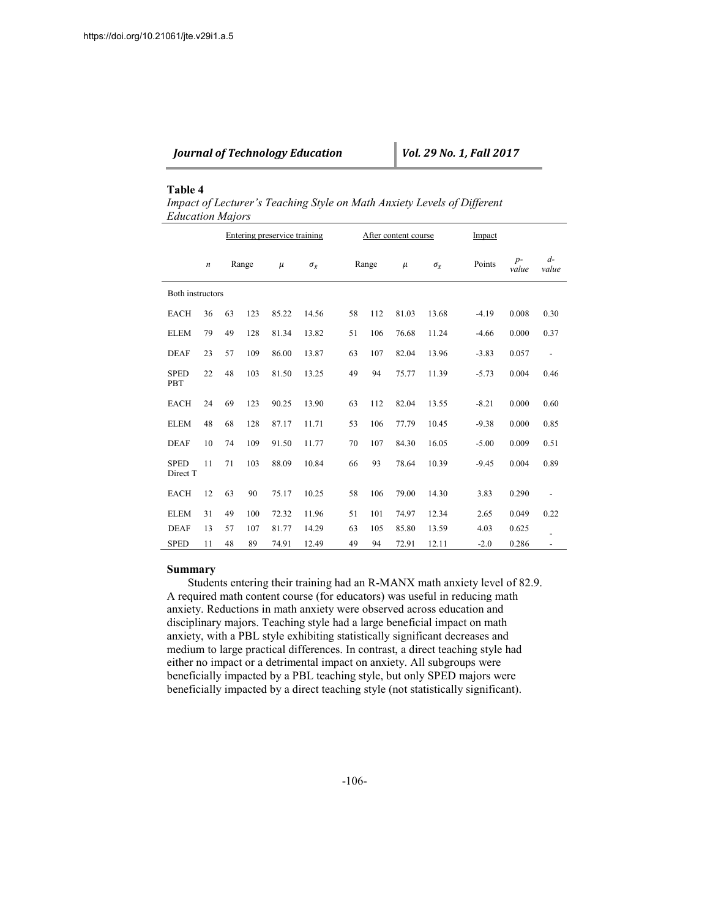**Table 4**

*Impact of Lecturer's Teaching Style on Math Anxiety Levels of Different Education Majors*

| | | Entering preservice training | | | | After content course | | | | Impact | | |
|---|---|---|---|---|---|---|---|---|---|---|---|---|
| | $n$ | Range | | $\mu$ | $\sigma_{\bar{x}}$ | Range | | $\mu$ | $\sigma_{\bar{x}}$ | Points | $p$-value | $d$-value |
| Both instructors | | | | | | | | | | | | |
| EACH | 36 | 63 | 123 | 85.22 | 14.56 | 58 | 112 | 81.03 | 13.68 | -4.19 | 0.008 | 0.30 |
| ELEM | 79 | 49 | 128 | 81.34 | 13.82 | 51 | 106 | 76.68 | 11.24 | -4.66 | 0.000 | 0.37 |
| DEAF | 23 | 57 | 109 | 86.00 | 13.87 | 63 | 107 | 82.04 | 13.96 | -3.83 | 0.057 | - |
| SPED | 22 | 48 | 103 | 81.50 | 13.25 | 49 | 94 | 75.77 | 11.39 | -5.73 | 0.004 | 0.46 |
| PBT | | | | | | | | | | | | |
| EACH | 24 | 69 | 123 | 90.25 | 13.90 | 63 | 112 | 82.04 | 13.55 | -8.21 | 0.000 | 0.60 |
| ELEM | 48 | 68 | 128 | 87.17 | 11.71 | 53 | 106 | 77.79 | 10.45 | -9.38 | 0.000 | 0.85 |
| DEAF | 10 | 74 | 109 | 91.50 | 11.77 | 70 | 107 | 84.30 | 16.05 | -5.00 | 0.009 | 0.51 |
| SPED | 11 | 71 | 103 | 88.09 | 10.84 | 66 | 93 | 78.64 | 10.39 | -9.45 | 0.004 | 0.89 |
| Direct T | | | | | | | | | | | | |
| EACH | 12 | 63 | 90 | 75.17 | 10.25 | 58 | 106 | 79.00 | 14.30 | 3.83 | 0.290 | - |
| ELEM | 31 | 49 | 100 | 72.32 | 11.96 | 51 | 101 | 74.97 | 12.34 | 2.65 | 0.049 | 0.22 |
| DEAF | 13 | 57 | 107 | 81.77 | 14.29 | 63 | 105 | 85.80 | 13.59 | 4.03 | 0.625 | - |
| SPED | 11 | 48 | 89 | 74.91 | 12.49 | 49 | 94 | 72.91 | 12.11 | -2.0 | 0.286 | - |

## Summary

Students entering their training had an R-MANX math anxiety level of 82.9. A required math content course (for educators) was useful in reducing math anxiety. Reductions in math anxiety were observed across education and disciplinary majors. Teaching style had a large beneficial impact on math anxiety, with a PBL style exhibiting statistically significant decreases and medium to large practical differences. In contrast, a direct teaching style had either no impact or a detrimental impact on anxiety. All subgroups were beneficially impacted by a PBL teaching style, but only SPED majors were beneficially impacted by a direct teaching style (not statistically significant).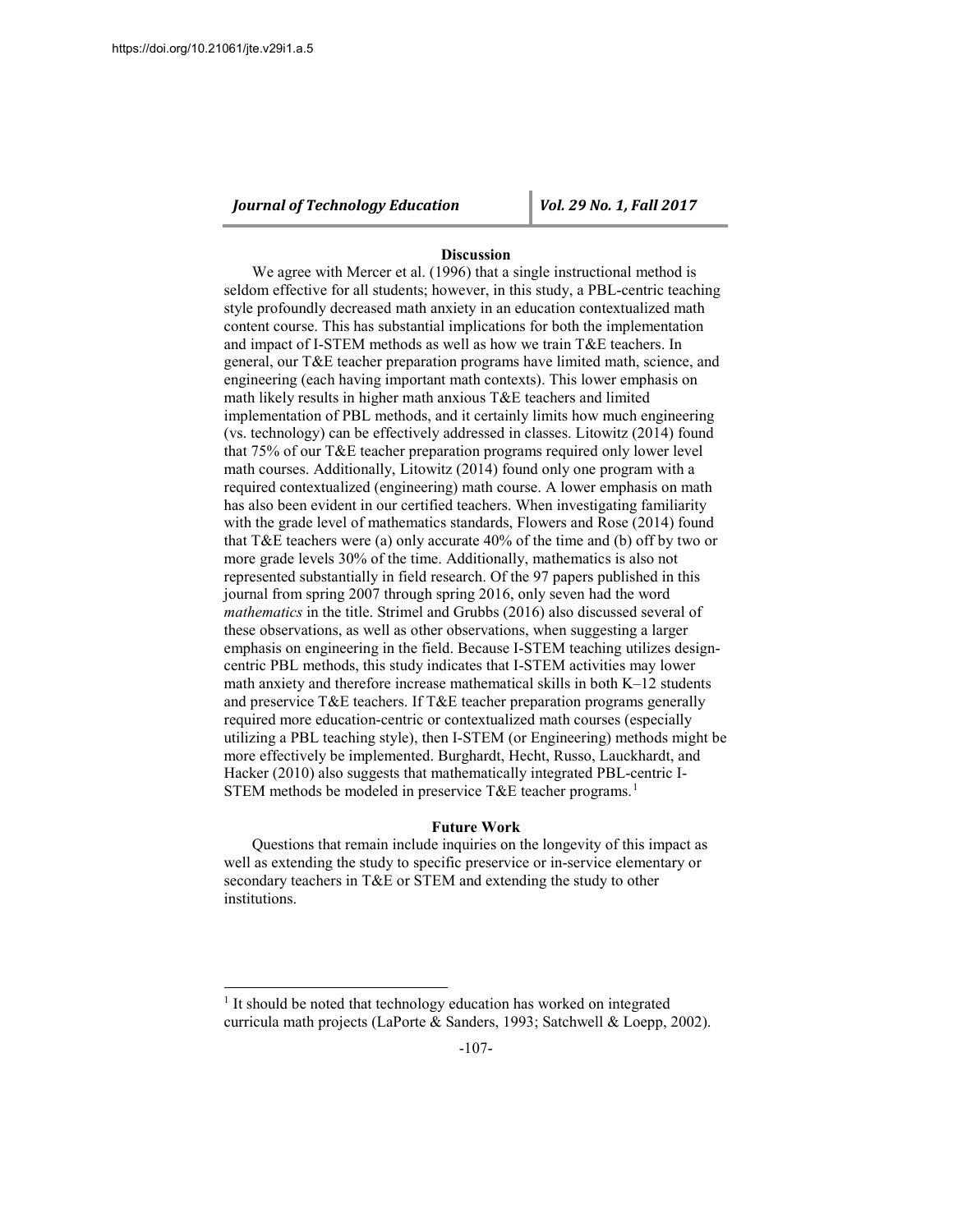## Discussion

We agree with Mercer et al. (1996) that a single instructional method is seldom effective for all students; however, in this study, a PBL-centric teaching style profoundly decreased math anxiety in an education contextualized math content course. This has substantial implications for both the implementation and impact of I-STEM methods as well as how we train T&E teachers. In general, our T&E teacher preparation programs have limited math, science, and engineering (each having important math contexts). This lower emphasis on math likely results in higher math anxious T&E teachers and limited implementation of PBL methods, and it certainly limits how much engineering (vs. technology) can be effectively addressed in classes. Litowitz (2014) found that 75% of our T&E teacher preparation programs required only lower level math courses. Additionally, Litowitz (2014) found only one program with a required contextualized (engineering) math course. A lower emphasis on math has also been evident in our certified teachers. When investigating familiarity with the grade level of mathematics standards, Flowers and Rose (2014) found that T&E teachers were (a) only accurate 40% of the time and (b) off by two or more grade levels 30% of the time. Additionally, mathematics is also not represented substantially in field research. Of the 97 papers published in this journal from spring 2007 through spring 2016, only seven had the word *mathematics* in the title. Strimel and Grubbs (2016) also discussed several of these observations, as well as other observations, when suggesting a larger emphasis on engineering in the field. Because I-STEM teaching utilizes design-centric PBL methods, this study indicates that I-STEM activities may lower math anxiety and therefore increase mathematical skills in both K–12 students and preservice T&E teachers. If T&E teacher preparation programs generally required more education-centric or contextualized math courses (especially utilizing a PBL teaching style), then I-STEM (or Engineering) methods might be more effectively be implemented. Burghardt, Hecht, Russo, Lauckhardt, and Hacker (2010) also suggests that mathematically integrated PBL-centric I-STEM methods be modeled in preservice T&E teacher programs.[1]

## Future Work

Questions that remain include inquiries on the longevity of this impact as well as extending the study to specific preservice or in-service elementary or secondary teachers in T&E or STEM and extending the study to other institutions.

[1] It should be noted that technology education has worked on integrated curricula math projects (LaPorte & Sanders, 1993; Satchwell & Loepp, 2002).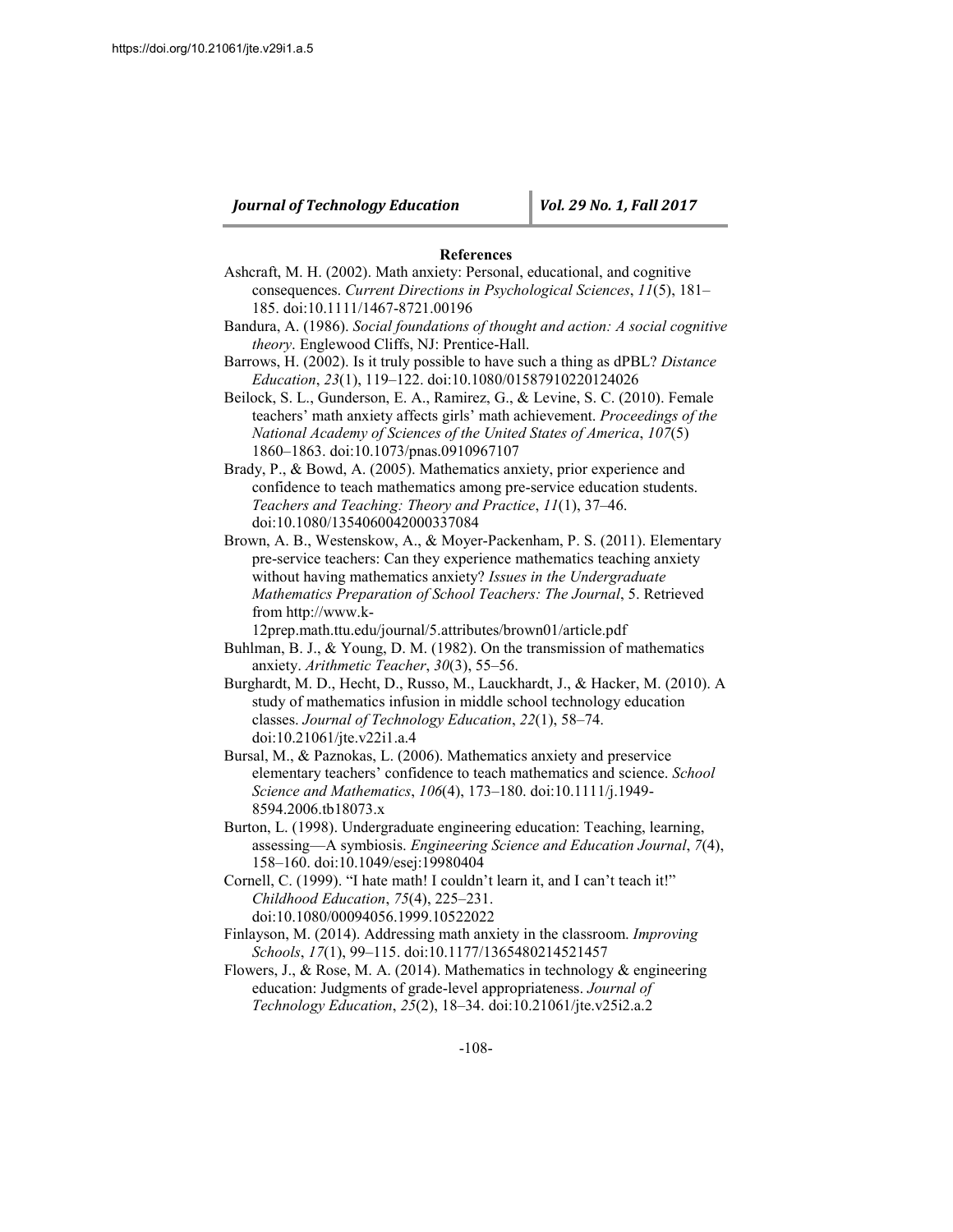## References

Ashcraft, M. H. (2002). Math anxiety: Personal, educational, and cognitive consequences. *Current Directions in Psychological Sciences*, *11*(5), 181–185. doi:10.1111/1467-8721.00196

Bandura, A. (1986). *Social foundations of thought and action: A social cognitive theory*. Englewood Cliffs, NJ: Prentice-Hall.

Barrows, H. (2002). Is it truly possible to have such a thing as dPBL? *Distance Education*, *23*(1), 119–122. doi:10.1080/01587910220124026

Beilock, S. L., Gunderson, E. A., Ramirez, G., & Levine, S. C. (2010). Female teachers' math anxiety affects girls' math achievement. *Proceedings of the National Academy of Sciences of the United States of America*, *107*(5) 1860–1863. doi:10.1073/pnas.0910967107

Brady, P., & Bowd, A. (2005). Mathematics anxiety, prior experience and confidence to teach mathematics among pre-service education students. *Teachers and Teaching: Theory and Practice*, *11*(1), 37–46. doi:10.1080/1354060042000337084

Brown, A. B., Westenskow, A., & Moyer-Packenham, P. S. (2011). Elementary pre-service teachers: Can they experience mathematics teaching anxiety without having mathematics anxiety? *Issues in the Undergraduate Mathematics Preparation of School Teachers: The Journal*, 5. Retrieved from http://www.k-12prep.math.ttu.edu/journal/5.attributes/brown01/article.pdf

Buhlman, B. J., & Young, D. M. (1982). On the transmission of mathematics anxiety. *Arithmetic Teacher*, *30*(3), 55–56.

Burghardt, M. D., Hecht, D., Russo, M., Lauckhardt, J., & Hacker, M. (2010). A study of mathematics infusion in middle school technology education classes. *Journal of Technology Education*, *22*(1), 58–74. doi:10.21061/jte.v22i1.a.4

Bursal, M., & Paznokas, L. (2006). Mathematics anxiety and preservice elementary teachers' confidence to teach mathematics and science. *School Science and Mathematics*, *106*(4), 173–180. doi:10.1111/j.1949-8594.2006.tb18073.x

Burton, L. (1998). Undergraduate engineering education: Teaching, learning, assessing—A symbiosis. *Engineering Science and Education Journal*, *7*(4), 158–160. doi:10.1049/esej:19980404

Cornell, C. (1999). "I hate math! I couldn't learn it, and I can't teach it!" *Childhood Education*, *75*(4), 225–231. doi:10.1080/00094056.1999.10522022

Finlayson, M. (2014). Addressing math anxiety in the classroom. *Improving Schools*, *17*(1), 99–115. doi:10.1177/1365480214521457

Flowers, J., & Rose, M. A. (2014). Mathematics in technology & engineering education: Judgments of grade-level appropriateness. *Journal of Technology Education*, *25*(2), 18–34. doi:10.21061/jte.v25i2.a.2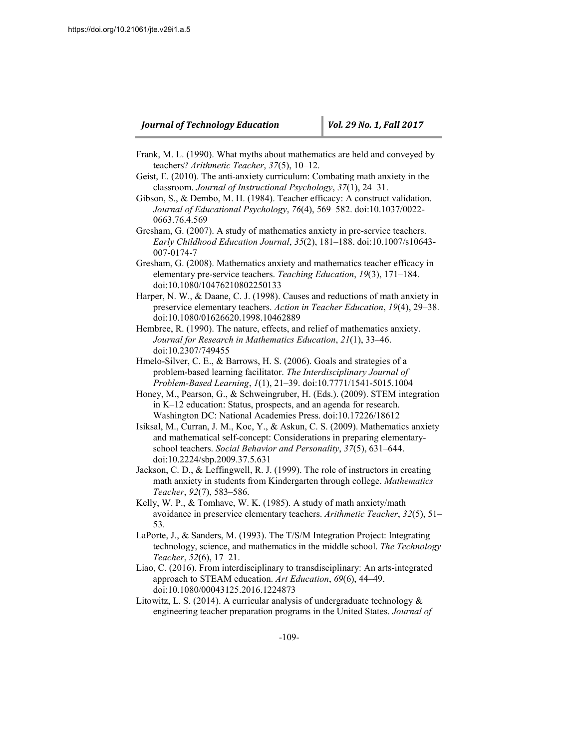Frank, M. L. (1990). What myths about mathematics are held and conveyed by teachers? *Arithmetic Teacher*, *37*(5), 10–12.

Geist, E. (2010). The anti-anxiety curriculum: Combating math anxiety in the classroom. *Journal of Instructional Psychology*, *37*(1), 24–31.

Gibson, S., & Dembo, M. H. (1984). Teacher efficacy: A construct validation. *Journal of Educational Psychology*, *76*(4), 569–582. doi:10.1037/0022-0663.76.4.569

Gresham, G. (2007). A study of mathematics anxiety in pre-service teachers. *Early Childhood Education Journal*, *35*(2), 181–188. doi:10.1007/s10643-007-0174-7

Gresham, G. (2008). Mathematics anxiety and mathematics teacher efficacy in elementary pre-service teachers. *Teaching Education*, *19*(3), 171–184. doi:10.1080/10476210802250133

Harper, N. W., & Daane, C. J. (1998). Causes and reductions of math anxiety in preservice elementary teachers. *Action in Teacher Education*, *19*(4), 29–38. doi:10.1080/01626620.1998.10462889

Hembree, R. (1990). The nature, effects, and relief of mathematics anxiety. *Journal for Research in Mathematics Education*, *21*(1), 33–46. doi:10.2307/749455

Hmelo-Silver, C. E., & Barrows, H. S. (2006). Goals and strategies of a problem-based learning facilitator. *The Interdisciplinary Journal of Problem-Based Learning*, *1*(1), 21–39. doi:10.7771/1541-5015.1004

Honey, M., Pearson, G., & Schweingruber, H. (Eds.). (2009). STEM integration in K–12 education: Status, prospects, and an agenda for research. Washington DC: National Academies Press. doi:10.17226/18612

Isiksal, M., Curran, J. M., Koc, Y., & Askun, C. S. (2009). Mathematics anxiety and mathematical self-concept: Considerations in preparing elementary-school teachers. *Social Behavior and Personality*, *37*(5), 631–644. doi:10.2224/sbp.2009.37.5.631

Jackson, C. D., & Leffingwell, R. J. (1999). The role of instructors in creating math anxiety in students from Kindergarten through college. *Mathematics Teacher*, *92*(7), 583–586.

Kelly, W. P., & Tomhave, W. K. (1985). A study of math anxiety/math avoidance in preservice elementary teachers. *Arithmetic Teacher*, *32*(5), 51–53.

LaPorte, J., & Sanders, M. (1993). The T/S/M Integration Project: Integrating technology, science, and mathematics in the middle school. *The Technology Teacher*, *52*(6), 17–21.

Liao, C. (2016). From interdisciplinary to transdisciplinary: An arts-integrated approach to STEAM education. *Art Education*, *69*(6), 44–49. doi:10.1080/00043125.2016.1224873

Litowitz, L. S. (2014). A curricular analysis of undergraduate technology & engineering teacher preparation programs in the United States. *Journal of*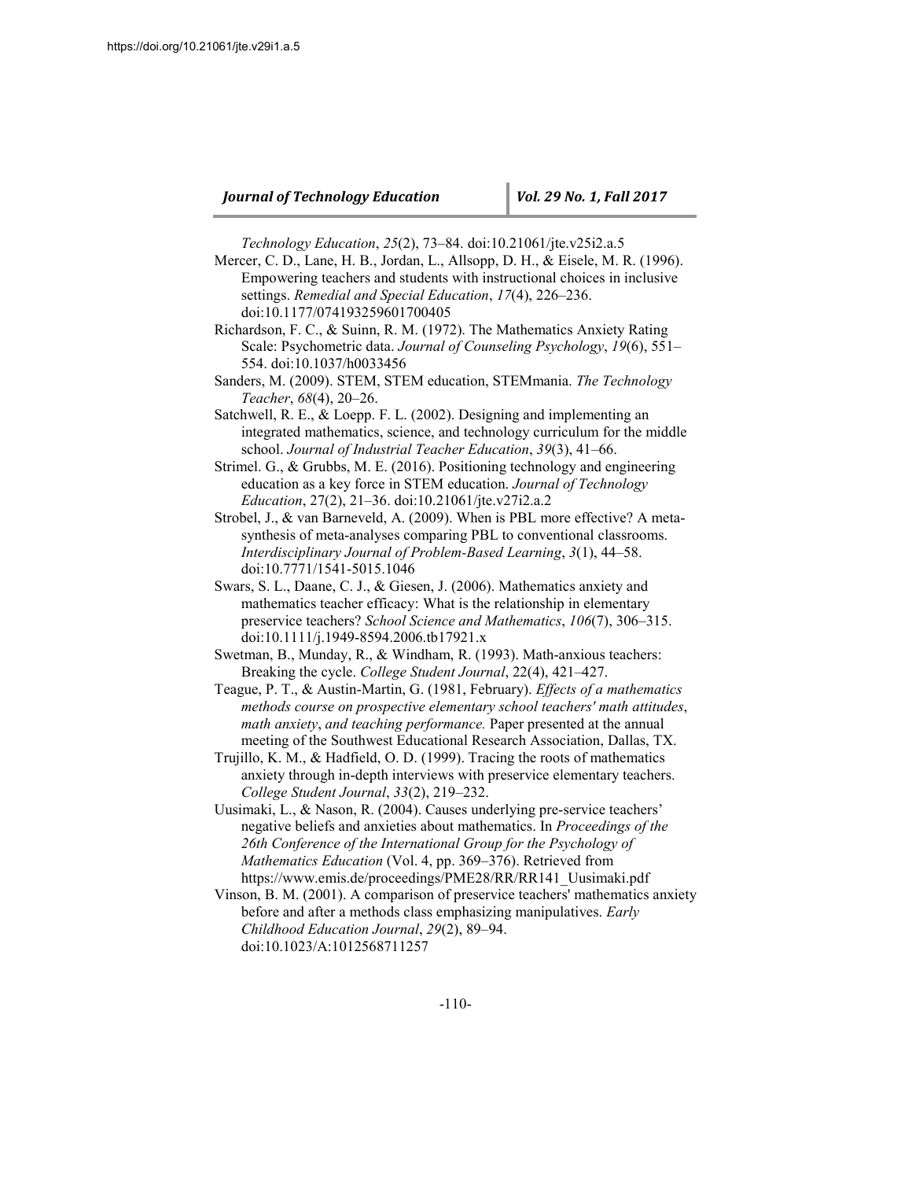*Technology Education*, *25*(2), 73–84. doi:10.21061/jte.v25i2.a.5

Mercer, C. D., Lane, H. B., Jordan, L., Allsopp, D. H., & Eisele, M. R. (1996). Empowering teachers and students with instructional choices in inclusive settings. *Remedial and Special Education*, *17*(4), 226–236. doi:10.1177/074193259601700405

Richardson, F. C., & Suinn, R. M. (1972). The Mathematics Anxiety Rating Scale: Psychometric data. *Journal of Counseling Psychology*, *19*(6), 551–554. doi:10.1037/h0033456

Sanders, M. (2009). STEM, STEM education, STEMmania. *The Technology Teacher*, *68*(4), 20–26.

Satchwell, R. E., & Loepp. F. L. (2002). Designing and implementing an integrated mathematics, science, and technology curriculum for the middle school. *Journal of Industrial Teacher Education*, *39*(3), 41–66.

Strimel. G., & Grubbs, M. E. (2016). Positioning technology and engineering education as a key force in STEM education. *Journal of Technology Education*, 27(2), 21–36. doi:10.21061/jte.v27i2.a.2

Strobel, J., & van Barneveld, A. (2009). When is PBL more effective? A meta-synthesis of meta-analyses comparing PBL to conventional classrooms. *Interdisciplinary Journal of Problem-Based Learning*, *3*(1), 44–58. doi:10.7771/1541-5015.1046

Swars, S. L., Daane, C. J., & Giesen, J. (2006). Mathematics anxiety and mathematics teacher efficacy: What is the relationship in elementary preservice teachers? *School Science and Mathematics*, *106*(7), 306–315. doi:10.1111/j.1949-8594.2006.tb17921.x

Swetman, B., Munday, R., & Windham, R. (1993). Math-anxious teachers: Breaking the cycle. *College Student Journal*, 22(4), 421–427.

Teague, P. T., & Austin-Martin, G. (1981, February). *Effects of a mathematics methods course on prospective elementary school teachers' math attitudes, math anxiety, and teaching performance.* Paper presented at the annual meeting of the Southwest Educational Research Association, Dallas, TX.

Trujillo, K. M., & Hadfield, O. D. (1999). Tracing the roots of mathematics anxiety through in-depth interviews with preservice elementary teachers. *College Student Journal*, *33*(2), 219–232.

Uusimaki, L., & Nason, R. (2004). Causes underlying pre-service teachers' negative beliefs and anxieties about mathematics. In *Proceedings of the 26th Conference of the International Group for the Psychology of Mathematics Education* (Vol. 4, pp. 369–376). Retrieved from https://www.emis.de/proceedings/PME28/RR/RR141_Uusimaki.pdf

Vinson, B. M. (2001). A comparison of preservice teachers' mathematics anxiety before and after a methods class emphasizing manipulatives. *Early Childhood Education Journal*, *29*(2), 89–94. doi:10.1023/A:1012568711257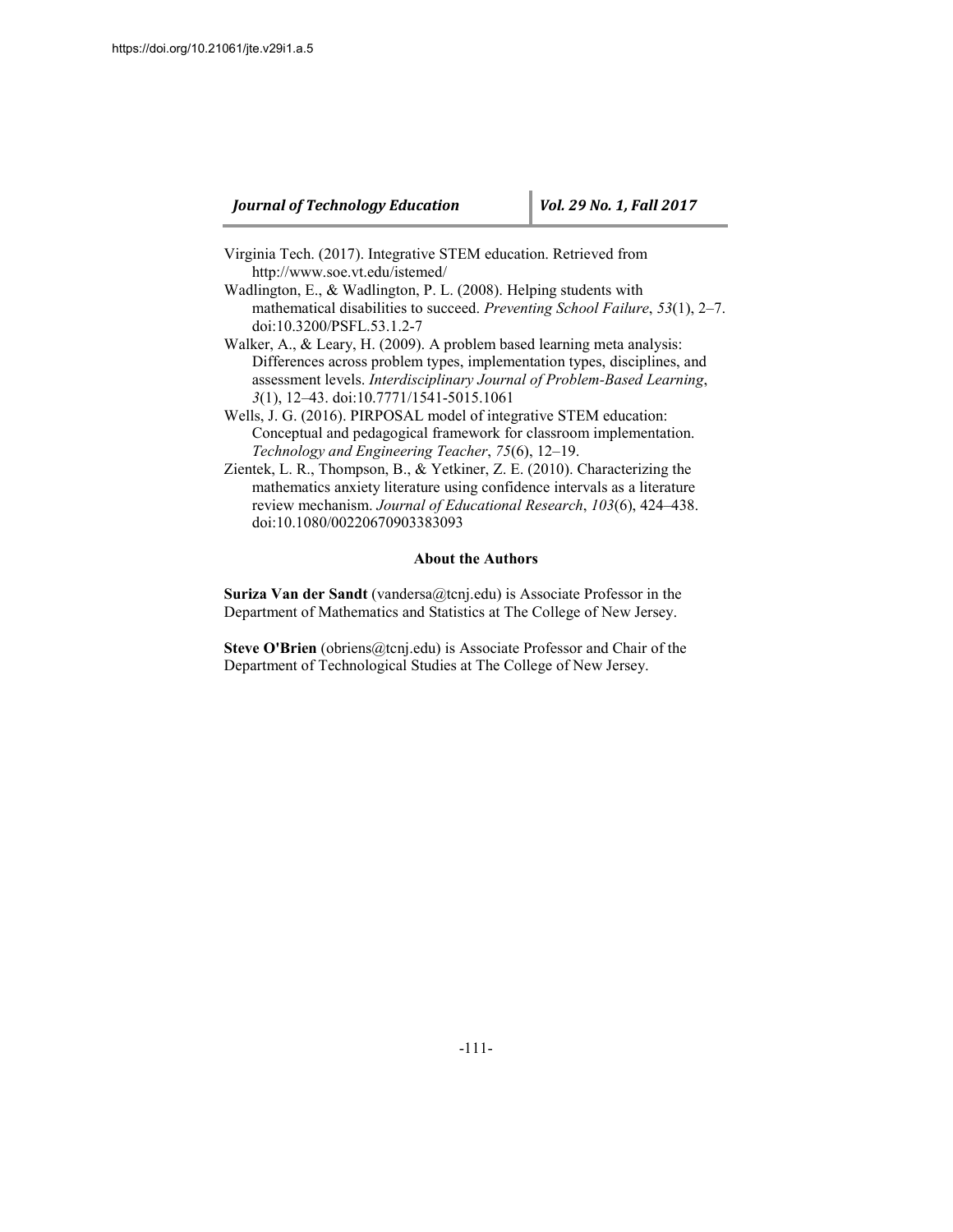Virginia Tech. (2017). Integrative STEM education. Retrieved from http://www.soe.vt.edu/istemed/

Wadlington, E., & Wadlington, P. L. (2008). Helping students with mathematical disabilities to succeed. *Preventing School Failure*, *53*(1), 2–7. doi:10.3200/PSFL.53.1.2-7

Walker, A., & Leary, H. (2009). A problem based learning meta analysis: Differences across problem types, implementation types, disciplines, and assessment levels. *Interdisciplinary Journal of Problem-Based Learning*, *3*(1), 12–43. doi:10.7771/1541-5015.1061

Wells, J. G. (2016). PIRPOSAL model of integrative STEM education: Conceptual and pedagogical framework for classroom implementation. *Technology and Engineering Teacher*, *75*(6), 12–19.

Zientek, L. R., Thompson, B., & Yetkiner, Z. E. (2010). Characterizing the mathematics anxiety literature using confidence intervals as a literature review mechanism. *Journal of Educational Research*, *103*(6), 424–438. doi:10.1080/00220670903383093

### About the Authors

**Suriza Van der Sandt** (vandersa@tcnj.edu) is Associate Professor in the Department of Mathematics and Statistics at The College of New Jersey.

**Steve O'Brien** (obriens@tcnj.edu) is Associate Professor and Chair of the Department of Technological Studies at The College of New Jersey.